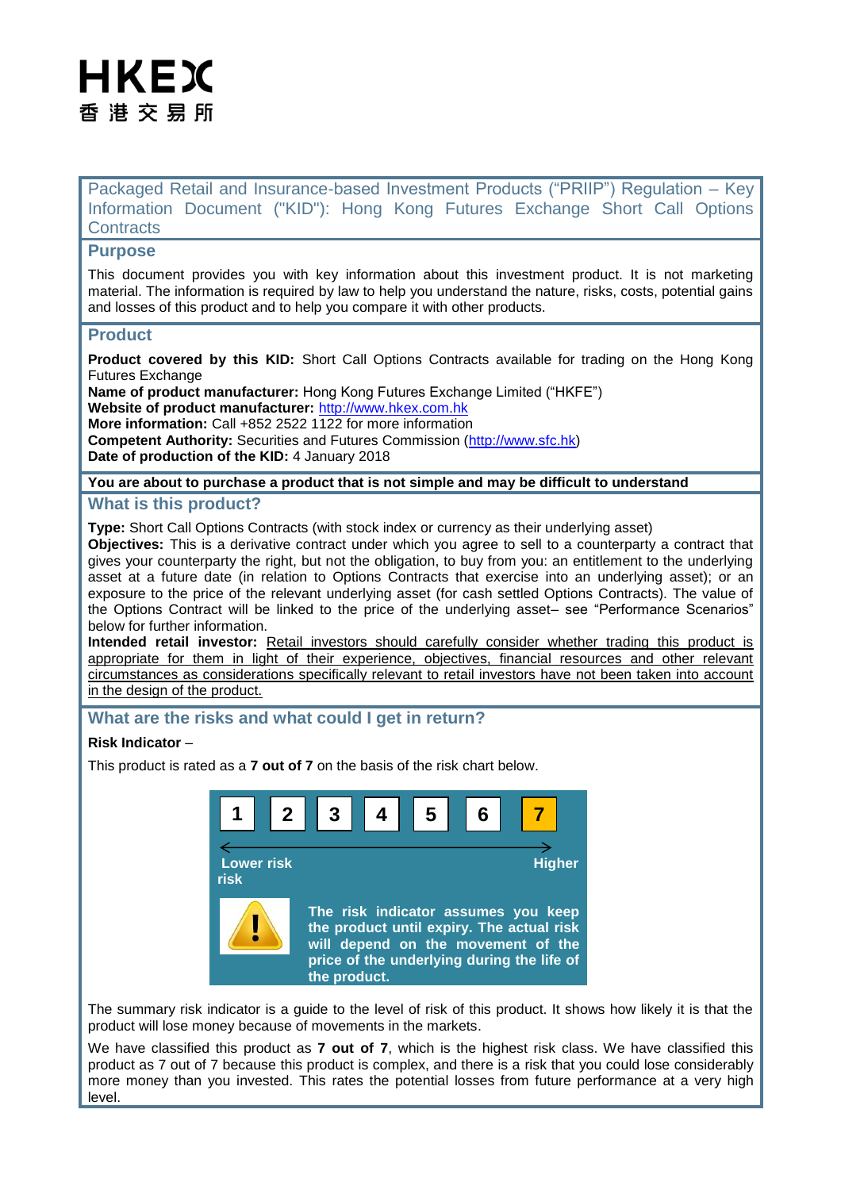HKEX
香港交易所

# Packaged Retail and Insurance-based Investment Products ("PRIIP") Regulation – Key Information Document ("KID"): Hong Kong Futures Exchange Short Call Options Contracts

## Purpose

This document provides you with key information about this investment product. It is not marketing material. The information is required by law to help you understand the nature, risks, costs, potential gains and losses of this product and to help you compare it with other products.

## Product

**Product covered by this KID:** Short Call Options Contracts available for trading on the Hong Kong Futures Exchange
**Name of product manufacturer:** Hong Kong Futures Exchange Limited ("HKFE")
**Website of product manufacturer:** http://www.hkex.com.hk
**More information:** Call +852 2522 1122 for more information
**Competent Authority:** Securities and Futures Commission (http://www.sfc.hk)
**Date of production of the KID:** 4 January 2018

**You are about to purchase a product that is not simple and may be difficult to understand**

## What is this product?

**Type:** Short Call Options Contracts (with stock index or currency as their underlying asset)
**Objectives:** This is a derivative contract under which you agree to sell to a counterparty a contract that gives your counterparty the right, but not the obligation, to buy from you: an entitlement to the underlying asset at a future date (in relation to Options Contracts that exercise into an underlying asset); or an exposure to the price of the relevant underlying asset (for cash settled Options Contracts). The value of the Options Contract will be linked to the price of the underlying asset– see "Performance Scenarios" below for further information.
**Intended retail investor:** Retail investors should carefully consider whether trading this product is appropriate for them in light of their experience, objectives, financial resources and other relevant circumstances as considerations specifically relevant to retail investors have not been taken into account in the design of the product.

## What are the risks and what could I get in return?

**Risk Indicator** –

This product is rated as a **7 out of 7** on the basis of the risk chart below.

| 1 | 2 | 3 | 4 | 5 | 6 | **7** |
|---|---|---|---|---|---|---|

Lower risk ← → Higher

**The risk indicator assumes you keep the product until expiry. The actual risk will depend on the movement of the price of the underlying during the life of the product.**

The summary risk indicator is a guide to the level of risk of this product. It shows how likely it is that the product will lose money because of movements in the markets.

We have classified this product as **7 out of 7**, which is the highest risk class. We have classified this product as 7 out of 7 because this product is complex, and there is a risk that you could lose considerably more money than you invested. This rates the potential losses from future performance at a very high level.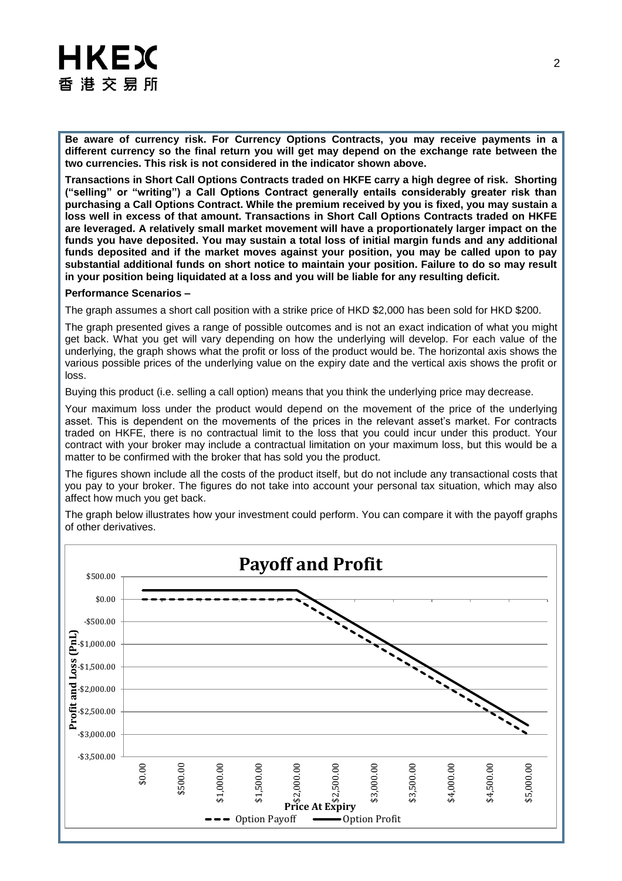**Be aware of currency risk. For Currency Options Contracts, you may receive payments in a different currency so the final return you will get may depend on the exchange rate between the two currencies. This risk is not considered in the indicator shown above.**

**Transactions in Short Call Options Contracts traded on HKFE carry a high degree of risk. Shorting ("selling" or "writing") a Call Options Contract generally entails considerably greater risk than purchasing a Call Options Contract. While the premium received by you is fixed, you may sustain a loss well in excess of that amount. Transactions in Short Call Options Contracts traded on HKFE are leveraged. A relatively small market movement will have a proportionately larger impact on the funds you have deposited. You may sustain a total loss of initial margin funds and any additional funds deposited and if the market moves against your position, you may be called upon to pay substantial additional funds on short notice to maintain your position. Failure to do so may result in your position being liquidated at a loss and you will be liable for any resulting deficit.**

**Performance Scenarios –**

The graph assumes a short call position with a strike price of HKD $2,000 has been sold for HKD $200.

The graph presented gives a range of possible outcomes and is not an exact indication of what you might get back. What you get will vary depending on how the underlying will develop. For each value of the underlying, the graph shows what the profit or loss of the product would be. The horizontal axis shows the various possible prices of the underlying value on the expiry date and the vertical axis shows the profit or loss.

Buying this product (i.e. selling a call option) means that you think the underlying price may decrease.

Your maximum loss under the product would depend on the movement of the price of the underlying asset. This is dependent on the movements of the prices in the relevant asset's market. For contracts traded on HKFE, there is no contractual limit to the loss that you could incur under this product. Your contract with your broker may include a contractual limitation on your maximum loss, but this would be a matter to be confirmed with the broker that has sold you the product.

The figures shown include all the costs of the product itself, but do not include any transactional costs that you pay to your broker. The figures do not take into account your personal tax situation, which may also affect how much you get back.

The graph below illustrates how your investment could perform. You can compare it with the payoff graphs of other derivatives.

**Payoff and Profit**

Profit and Loss (PnL): $500.00, $0.00, -$500.00, -$1,000.00, -$1,500.00, -$2,000.00, -$2,500.00, -$3,000.00, -$3,500.00

Price At Expiry: $0.00, $500.00, $1,000.00, $1,500.00, $2,000.00, $2,500.00, $3,000.00, $3,500.00, $4,000.00, $4,500.00, $5,000.00

Option Payoff — Option Profit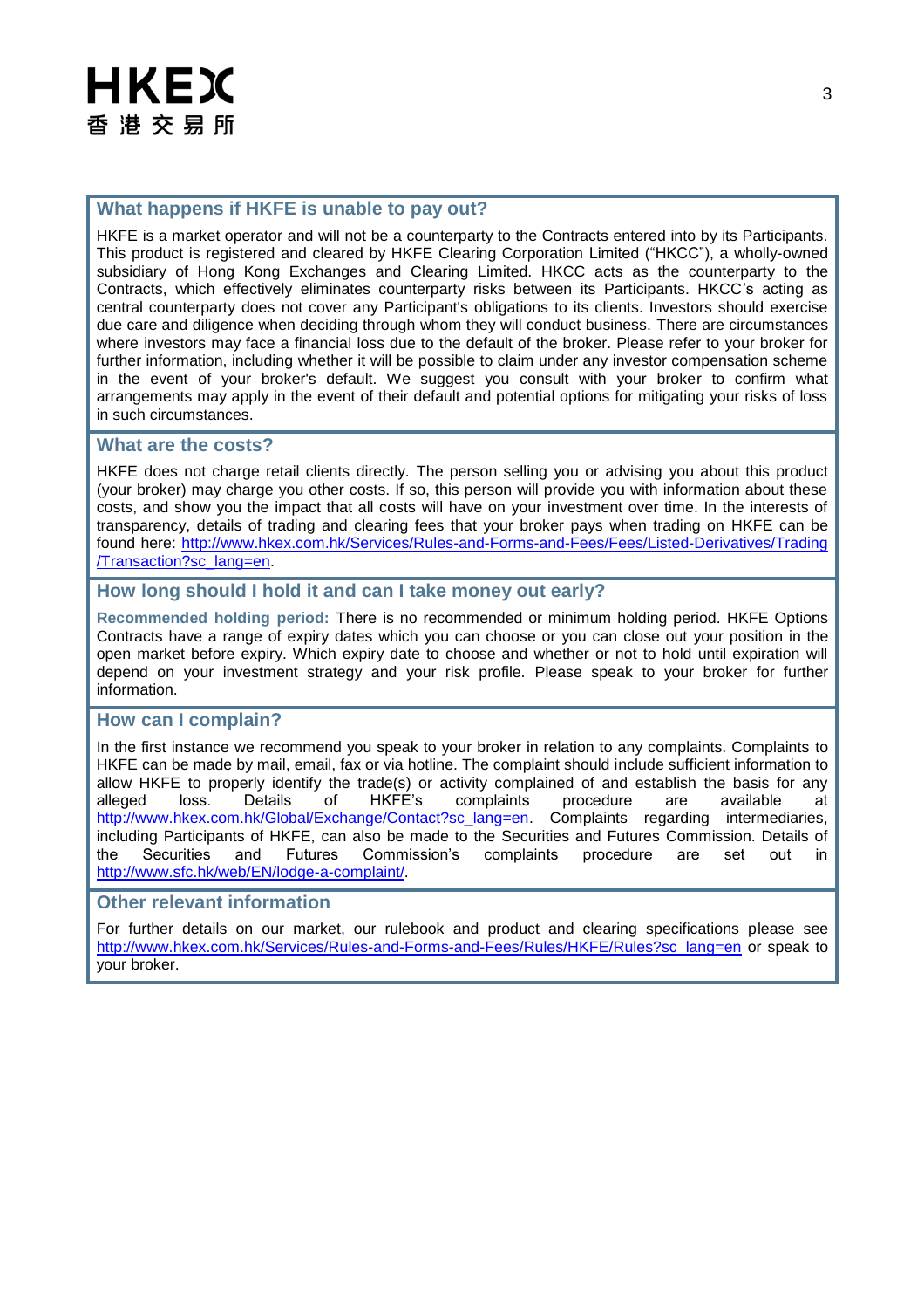## What happens if HKFE is unable to pay out?

HKFE is a market operator and will not be a counterparty to the Contracts entered into by its Participants. This product is registered and cleared by HKFE Clearing Corporation Limited ("HKCC"), a wholly-owned subsidiary of Hong Kong Exchanges and Clearing Limited. HKCC acts as the counterparty to the Contracts, which effectively eliminates counterparty risks between its Participants. HKCC's acting as central counterparty does not cover any Participant's obligations to its clients. Investors should exercise due care and diligence when deciding through whom they will conduct business. There are circumstances where investors may face a financial loss due to the default of the broker. Please refer to your broker for further information, including whether it will be possible to claim under any investor compensation scheme in the event of your broker's default. We suggest you consult with your broker to confirm what arrangements may apply in the event of their default and potential options for mitigating your risks of loss in such circumstances.

## What are the costs?

HKFE does not charge retail clients directly. The person selling you or advising you about this product (your broker) may charge you other costs. If so, this person will provide you with information about these costs, and show you the impact that all costs will have on your investment over time. In the interests of transparency, details of trading and clearing fees that your broker pays when trading on HKFE can be found here: http://www.hkex.com.hk/Services/Rules-and-Forms-and-Fees/Fees/Listed-Derivatives/Trading/Transaction?sc_lang=en.

## How long should I hold it and can I take money out early?

**Recommended holding period:** There is no recommended or minimum holding period. HKFE Options Contracts have a range of expiry dates which you can choose or you can close out your position in the open market before expiry. Which expiry date to choose and whether or not to hold until expiration will depend on your investment strategy and your risk profile. Please speak to your broker for further information.

## How can I complain?

In the first instance we recommend you speak to your broker in relation to any complaints. Complaints to HKFE can be made by mail, email, fax or via hotline. The complaint should include sufficient information to allow HKFE to properly identify the trade(s) or activity complained of and establish the basis for any alleged loss. Details of HKFE's complaints procedure are available at http://www.hkex.com.hk/Global/Exchange/Contact?sc_lang=en. Complaints regarding intermediaries, including Participants of HKFE, can also be made to the Securities and Futures Commission. Details of the Securities and Futures Commission's complaints procedure are set out in http://www.sfc.hk/web/EN/lodge-a-complaint/.

## Other relevant information

For further details on our market, our rulebook and product and clearing specifications please see http://www.hkex.com.hk/Services/Rules-and-Forms-and-Fees/Rules/HKFE/Rules?sc_lang=en or speak to your broker.